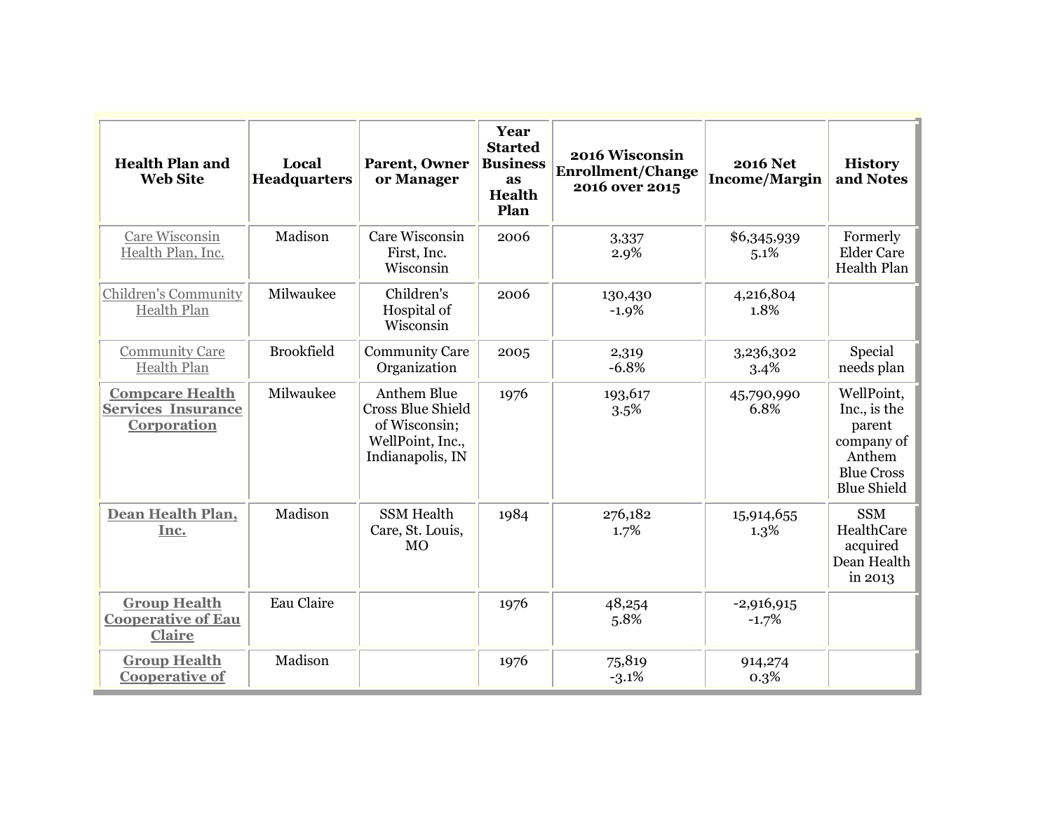| Health Plan and Web Site | Local Headquarters | Parent, Owner or Manager | Year Started Business as Health Plan | 2016 Wisconsin Enrollment/Change 2016 over 2015 | 2016 Net Income/Margin | History and Notes |
|---|---|---|---|---|---|---|
| Care Wisconsin Health Plan, Inc. | Madison | Care Wisconsin First, Inc. Wisconsin | 2006 | 3,337<br>2.9% | $6,345,939<br>5.1% | Formerly Elder Care Health Plan |
| Children's Community Health Plan | Milwaukee | Children's Hospital of Wisconsin | 2006 | 130,430<br>-1.9% | 4,216,804<br>1.8% | |
| Community Care Health Plan | Brookfield | Community Care Organization | 2005 | 2,319<br>-6.8% | 3,236,302<br>3.4% | Special needs plan |
| **Compcare Health Services Insurance Corporation** | Milwaukee | Anthem Blue Cross Blue Shield of Wisconsin; WellPoint, Inc., Indianapolis, IN | 1976 | 193,617<br>3.5% | 45,790,990<br>6.8% | WellPoint, Inc., is the parent company of Anthem Blue Cross Blue Shield |
| **Dean Health Plan, Inc.** | Madison | SSM Health Care, St. Louis, MO | 1984 | 276,182<br>1.7% | 15,914,655<br>1.3% | SSM HealthCare acquired Dean Health in 2013 |
| **Group Health Cooperative of Eau Claire** | Eau Claire | | 1976 | 48,254<br>5.8% | -2,916,915<br>-1.7% | |
| **Group Health Cooperative of** | Madison | | 1976 | 75,819<br>-3.1% | 914,274<br>0.3% | |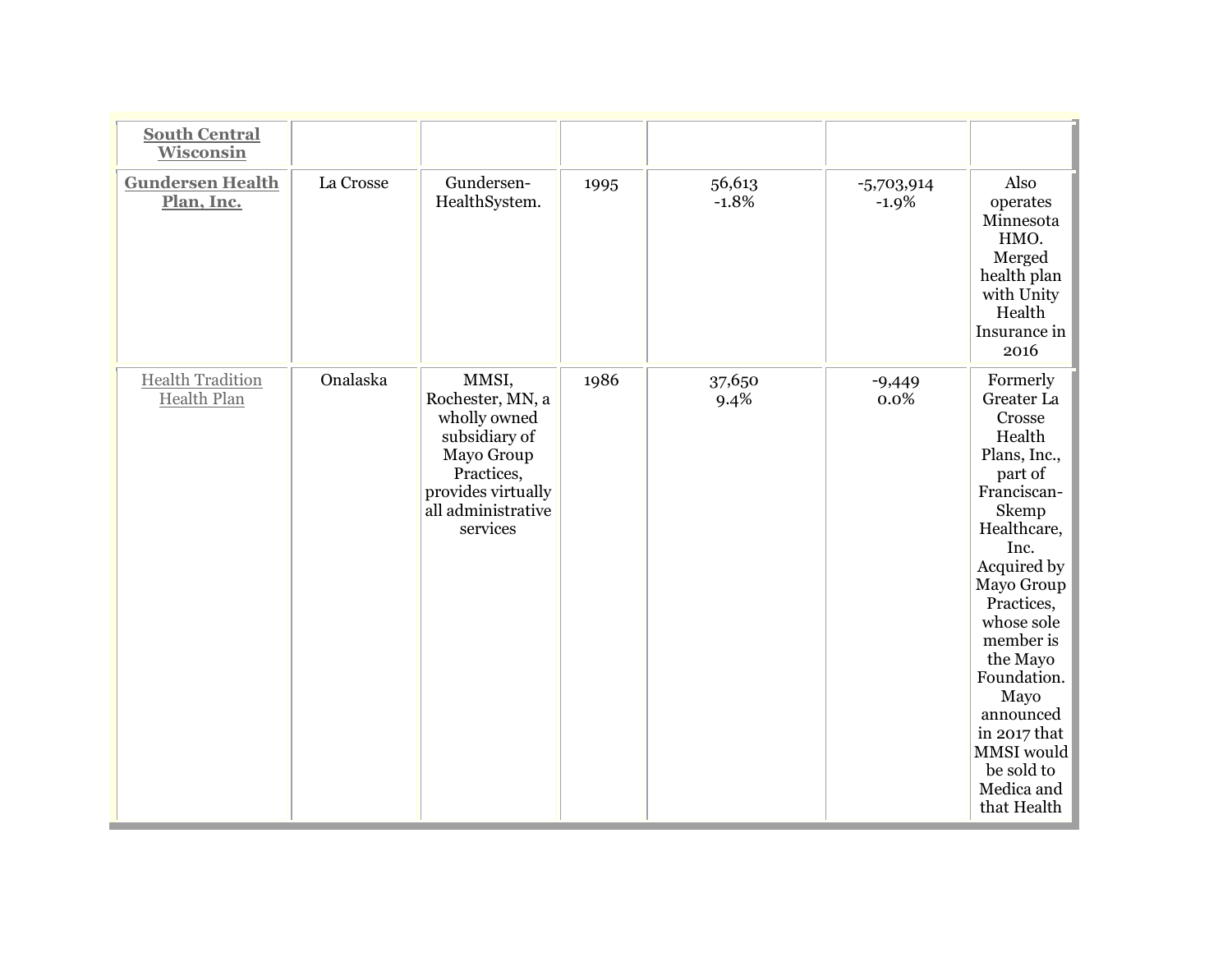| | | | | | | |
|---|---|---|---|---|---|---|
| **South Central Wisconsin** | | | | | | |
| **Gundersen Health Plan, Inc.** | La Crosse | Gundersen-HealthSystem. | 1995 | 56,613<br>-1.8% | -5,703,914<br>-1.9% | Also operates Minnesota HMO. Merged health plan with Unity Health Insurance in 2016 |
| Health Tradition Health Plan | Onalaska | MMSI, Rochester, MN, a wholly owned subsidiary of Mayo Group Practices, provides virtually all administrative services | 1986 | 37,650<br>9.4% | -9,449<br>0.0% | Formerly Greater La Crosse Health Plans, Inc., part of Franciscan-Skemp Healthcare, Inc. Acquired by Mayo Group Practices, whose sole member is the Mayo Foundation. Mayo announced in 2017 that MMSI would be sold to Medica and that Health |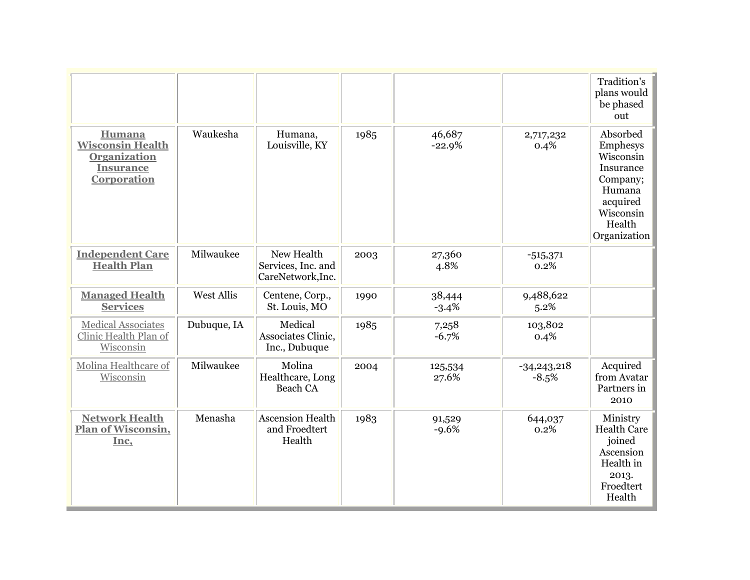| | | | | | | |
|---|---|---|---|---|---|---|
| | | | | | | Tradition's plans would be phased out |
| **Humana Wisconsin Health Organization Insurance Corporation** | Waukesha | Humana, Louisville, KY | 1985 | 46,687<br>-22.9% | 2,717,232<br>0.4% | Absorbed Emphesys Wisconsin Insurance Company; Humana acquired Wisconsin Health Organization |
| **Independent Care Health Plan** | Milwaukee | New Health Services, Inc. and CareNetwork,Inc. | 2003 | 27,360<br>4.8% | -515,371<br>0.2% | |
| **Managed Health Services** | West Allis | Centene, Corp., St. Louis, MO | 1990 | 38,444<br>-3.4% | 9,488,622<br>5.2% | |
| Medical Associates Clinic Health Plan of Wisconsin | Dubuque, IA | Medical Associates Clinic, Inc., Dubuque | 1985 | 7,258<br>-6.7% | 103,802<br>0.4% | |
| Molina Healthcare of Wisconsin | Milwaukee | Molina Healthcare, Long Beach CA | 2004 | 125,534<br>27.6% | -34,243,218<br>-8.5% | Acquired from Avatar Partners in 2010 |
| **Network Health Plan of Wisconsin, Inc,** | Menasha | Ascension Health and Froedtert Health | 1983 | 91,529<br>-9.6% | 644,037<br>0.2% | Ministry Health Care joined Ascension Health in 2013. Froedtert Health |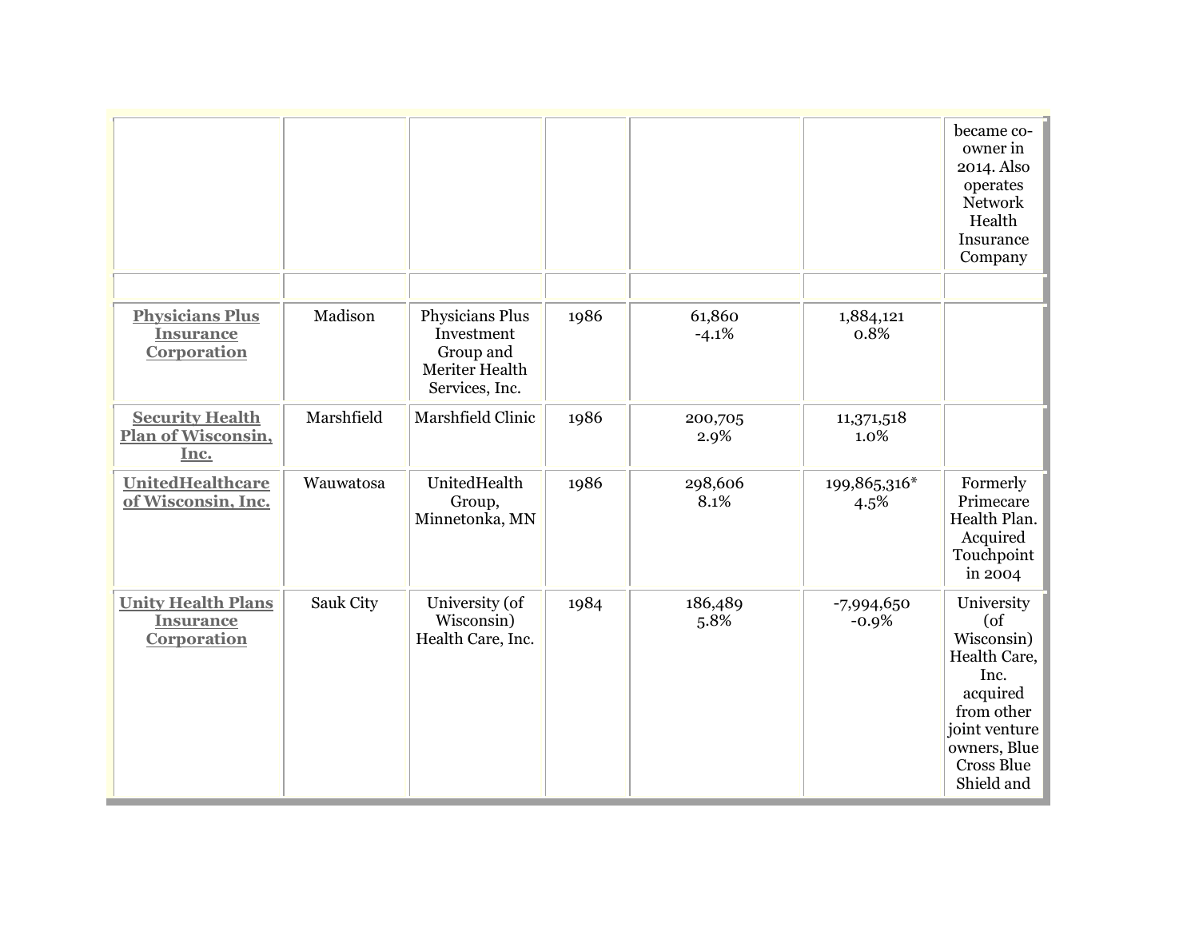| | | | | | | |
|---|---|---|---|---|---|---|
| | | | | | | became co-owner in 2014. Also operates Network Health Insurance Company |
| | | | | | | |
| **Physicians Plus Insurance Corporation** | Madison | Physicians Plus Investment Group and Meriter Health Services, Inc. | 1986 | 61,860<br>-4.1% | 1,884,121<br>0.8% | |
| **Security Health Plan of Wisconsin, Inc.** | Marshfield | Marshfield Clinic | 1986 | 200,705<br>2.9% | 11,371,518<br>1.0% | |
| **UnitedHealthcare of Wisconsin, Inc.** | Wauwatosa | UnitedHealth Group, Minnetonka, MN | 1986 | 298,606<br>8.1% | 199,865,316*<br>4.5% | Formerly Primecare Health Plan. Acquired Touchpoint in 2004 |
| **Unity Health Plans Insurance Corporation** | Sauk City | University (of Wisconsin) Health Care, Inc. | 1984 | 186,489<br>5.8% | -7,994,650<br>-0.9% | University (of Wisconsin) Health Care, Inc. acquired from other joint venture owners, Blue Cross Blue Shield and |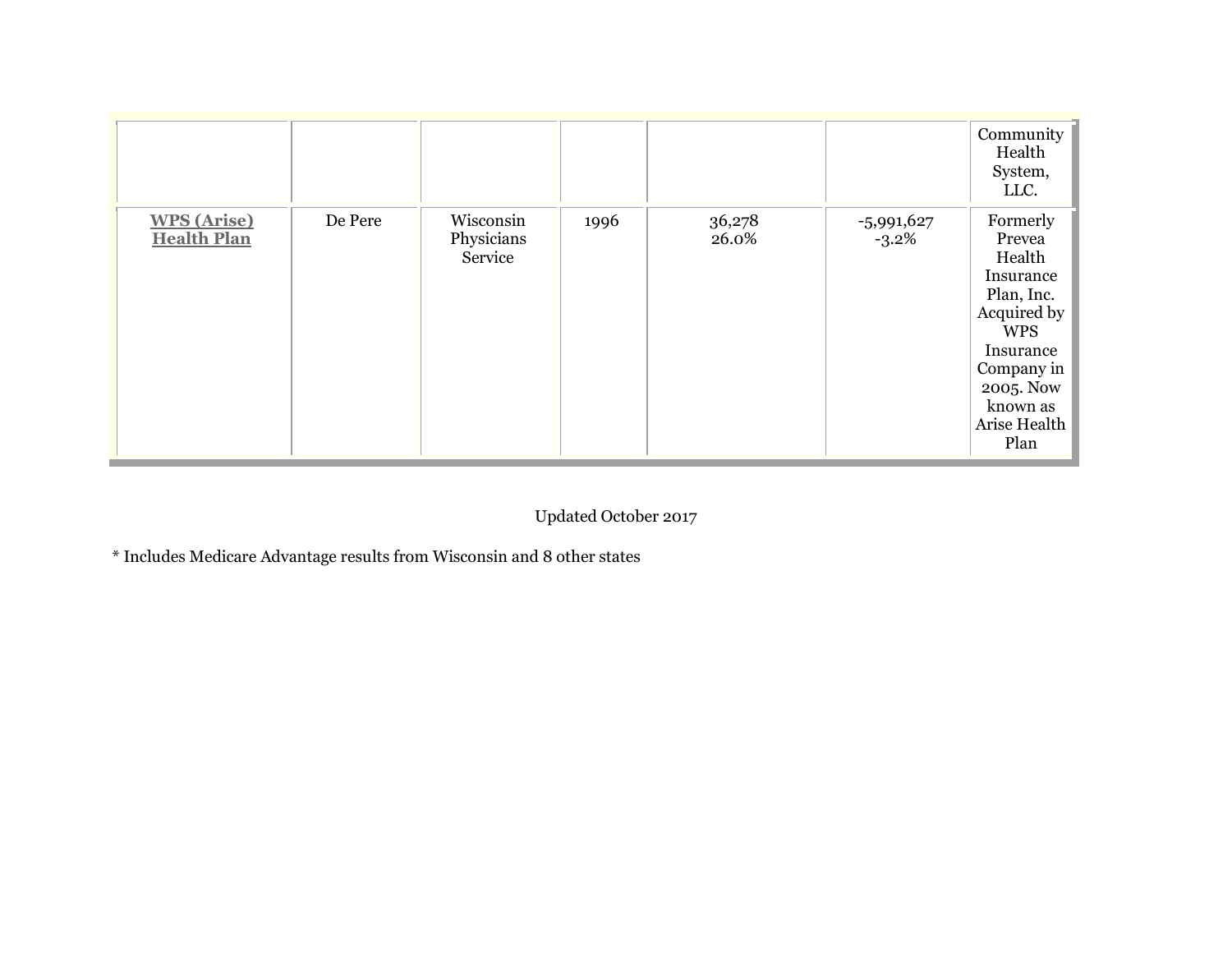| | | | | | | |
|---|---|---|---|---|---|---|
| | | | | | | Community Health System, LLC. |
| **WPS (Arise) Health Plan** | De Pere | Wisconsin Physicians Service | 1996 | 36,278<br>26.0% | -5,991,627<br>-3.2% | Formerly Prevea Health Insurance Plan, Inc. Acquired by WPS Insurance Company in 2005. Now known as Arise Health Plan |

Updated October 2017

* Includes Medicare Advantage results from Wisconsin and 8 other states